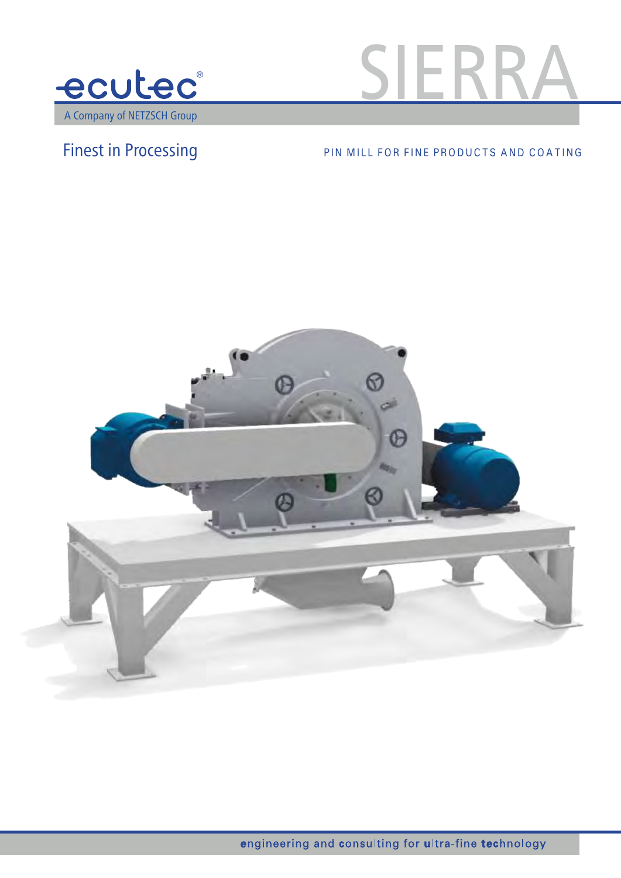ecutec®

A Company of NETZSCH Group

# SIERRA

Finest in Processing

PIN MILL FOR FINE PRODUCTS AND COATING

engineering and consulting for ultra-fine technology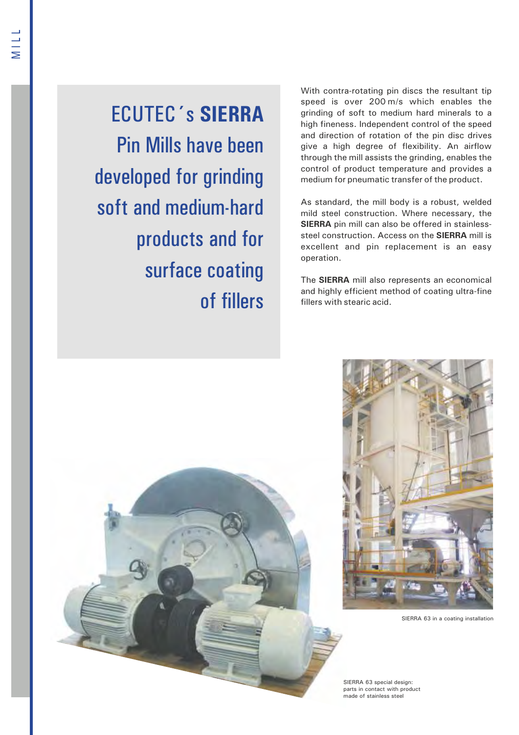# ECUTEC´s **SIERRA** Pin Mills have been developed for grinding soft and medium-hard products and for surface coating of fillers

With contra-rotating pin discs the resultant tip speed is over 200 m/s which enables the grinding of soft to medium hard minerals to a high fineness. Independent control of the speed and direction of rotation of the pin disc drives give a high degree of flexibility. An airflow through the mill assists the grinding, enables the control of product temperature and provides a medium for pneumatic transfer of the product.

As standard, the mill body is a robust, welded mild steel construction. Where necessary, the **SIERRA** pin mill can also be offered in stainless-steel construction. Access on the **SIERRA** mill is excellent and pin replacement is an easy operation.

The **SIERRA** mill also represents an economical and highly efficient method of coating ultra-fine fillers with stearic acid.

SIERRA 63 in a coating installation

SIERRA 63 special design: parts in contact with product made of stainless steel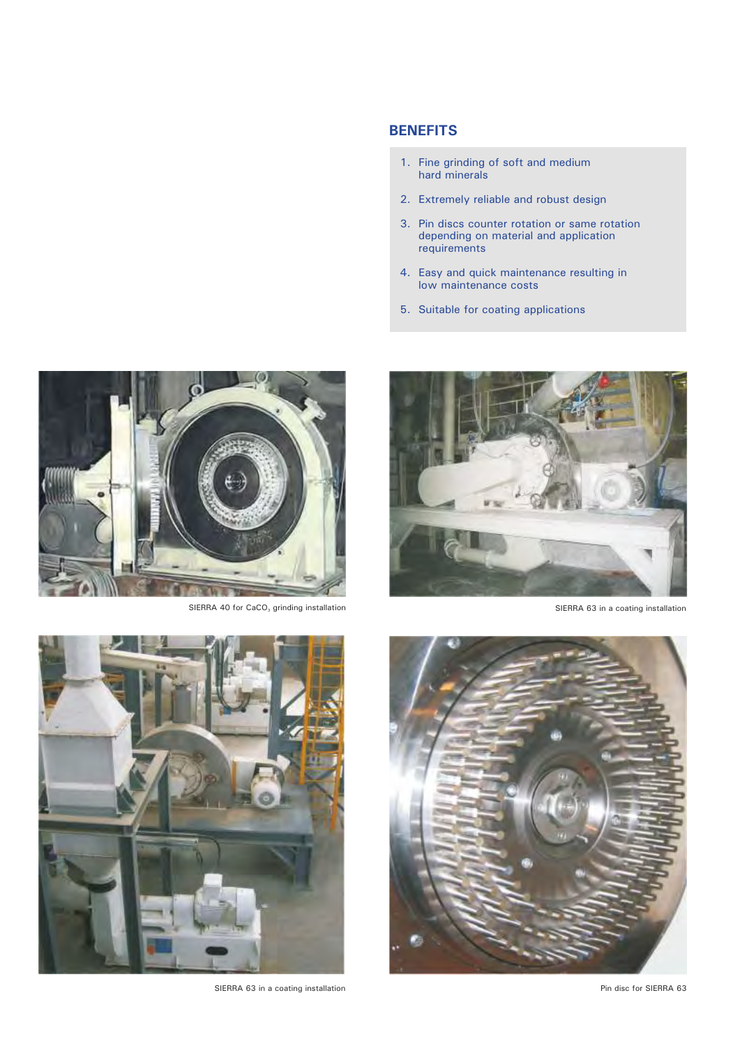## BENEFITS

1. Fine grinding of soft and medium hard minerals
2. Extremely reliable and robust design
3. Pin discs counter rotation or same rotation depending on material and application requirements
4. Easy and quick maintenance resulting in low maintenance costs
5. Suitable for coating applications

SIERRA 40 for $CaCO_3$ grinding installation

SIERRA 63 in a coating installation

SIERRA 63 in a coating installation

Pin disc for SIERRA 63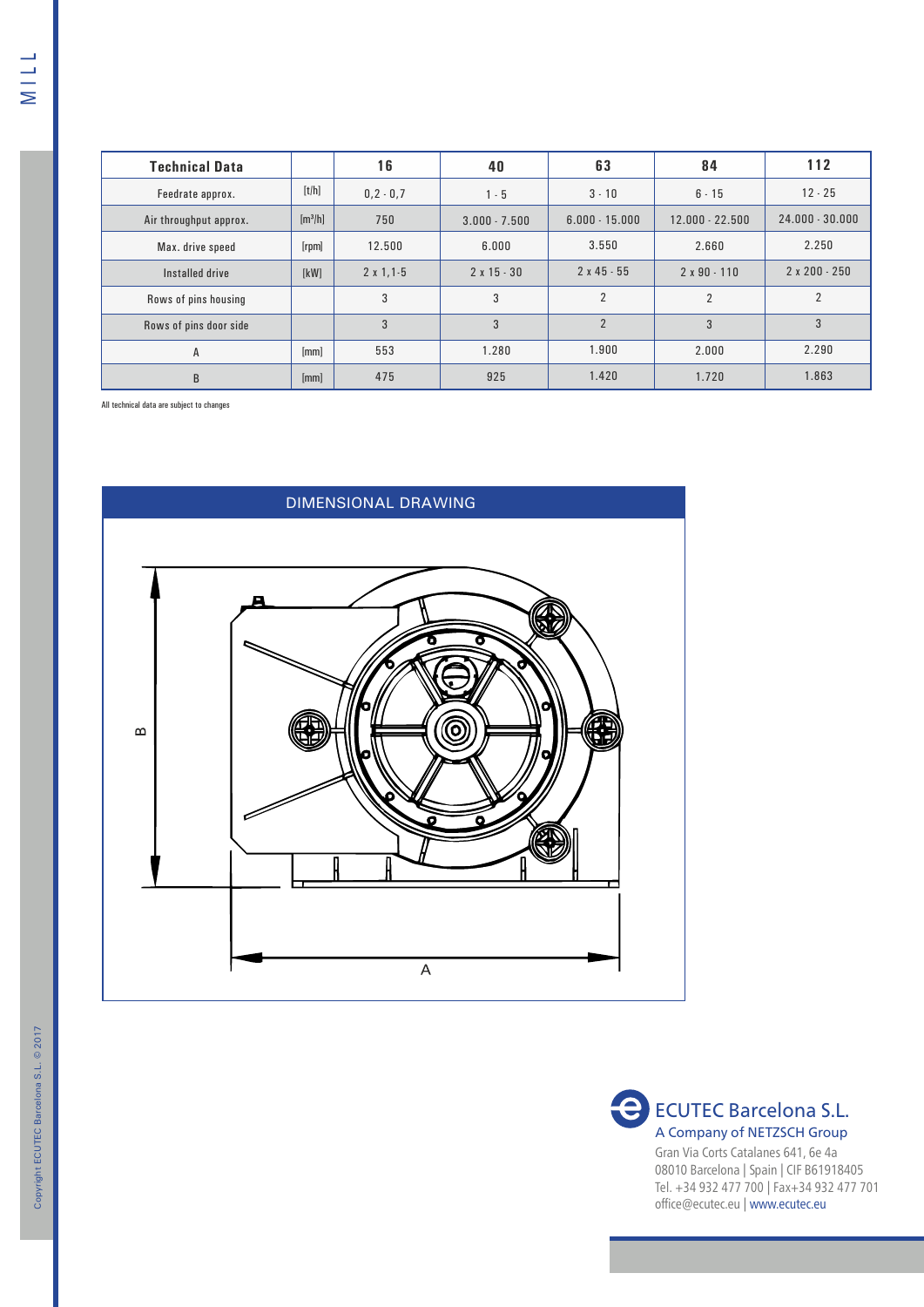| Technical Data | | 16 | 40 | 63 | 84 | 112 |
|---|---|---|---|---|---|---|
| Feedrate approx. | [t/h] | 0,2 - 0,7 | 1 - 5 | 3 - 10 | 6 - 15 | 12 - 25 |
| Air throughput approx. | [m³/h] | 750 | 3.000 - 7.500 | 6.000 - 15.000 | 12.000 - 22.500 | 24.000 - 30.000 |
| Max. drive speed | [rpm] | 12.500 | 6.000 | 3.550 | 2.660 | 2.250 |
| Installed drive | [kW] | 2 x 1,1-5 | 2 x 15 - 30 | 2 x 45 - 55 | 2 x 90 - 110 | 2 x 200 - 250 |
| Rows of pins housing | | 3 | 3 | 2 | 2 | 2 |
| Rows of pins door side | | 3 | 3 | 2 | 3 | 3 |
| A | [mm] | 553 | 1.280 | 1.900 | 2.000 | 2.290 |
| B | [mm] | 475 | 925 | 1.420 | 1.720 | 1.863 |

All technical data are subject to changes

## DIMENSIONAL DRAWING

B

A

ECUTEC Barcelona S.L.
A Company of NETZSCH Group
Gran Via Corts Catalanes 641, 6e 4a
08010 Barcelona | Spain | CIF B61918405
Tel. +34 932 477 700 | Fax+34 932 477 701
office@ecutec.eu | www.ecutec.eu

Copyright ECUTEC Barcelona S.L. © 2017